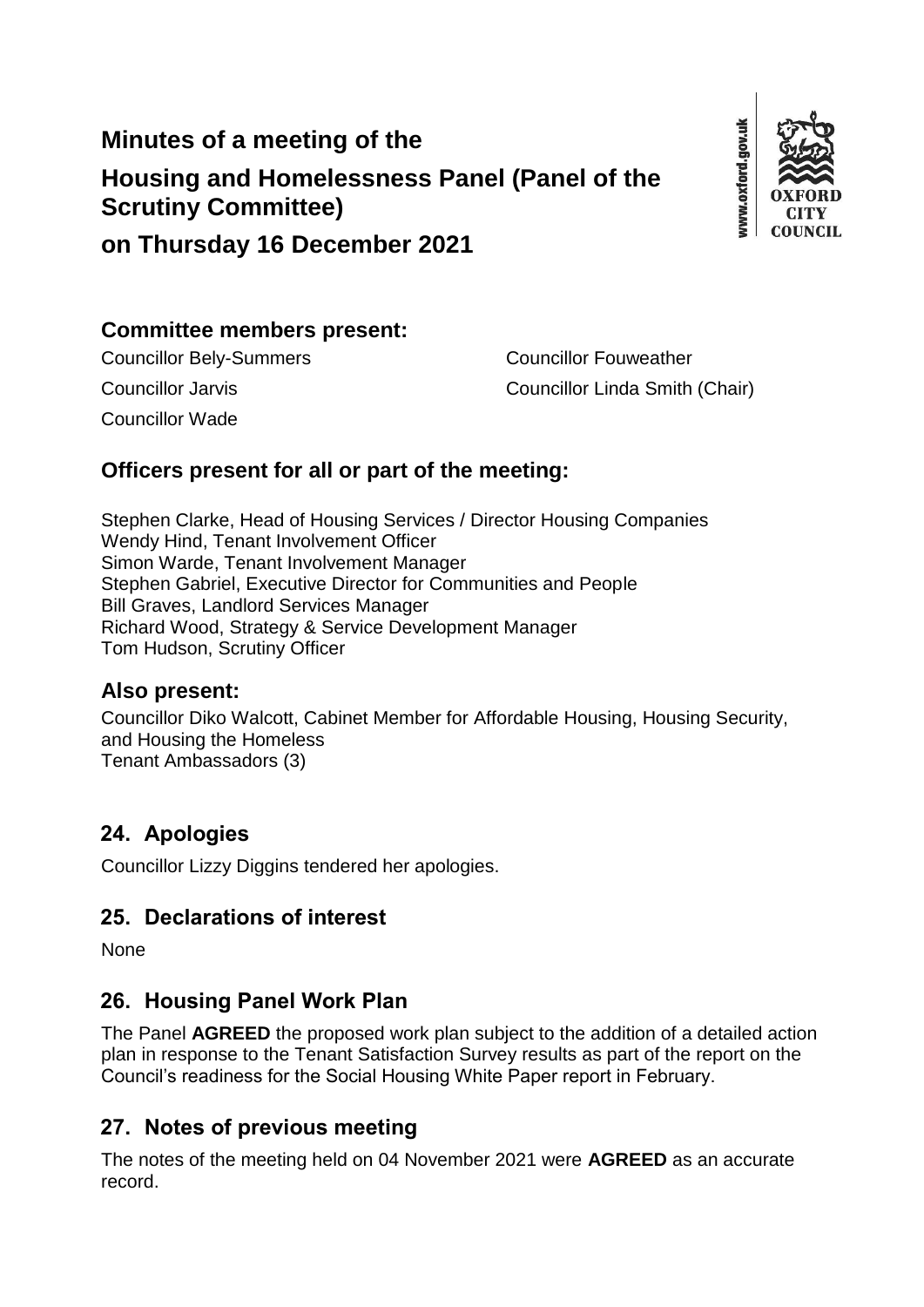# Minutes of a meeting of the

# Housing and Homelessness Panel (Panel of the Scrutiny Committee)

# on Thursday 16 December 2021

## Committee members present:

Councillor Bely-Summers
Councillor Fouweather
Councillor Jarvis
Councillor Linda Smith (Chair)
Councillor Wade

## Officers present for all or part of the meeting:

Stephen Clarke, Head of Housing Services / Director Housing Companies
Wendy Hind, Tenant Involvement Officer
Simon Warde, Tenant Involvement Manager
Stephen Gabriel, Executive Director for Communities and People
Bill Graves, Landlord Services Manager
Richard Wood, Strategy & Service Development Manager
Tom Hudson, Scrutiny Officer

## Also present:

Councillor Diko Walcott, Cabinet Member for Affordable Housing, Housing Security, and Housing the Homeless
Tenant Ambassadors (3)

## 24. Apologies

Councillor Lizzy Diggins tendered her apologies.

## 25. Declarations of interest

None

## 26. Housing Panel Work Plan

The Panel **AGREED** the proposed work plan subject to the addition of a detailed action plan in response to the Tenant Satisfaction Survey results as part of the report on the Council's readiness for the Social Housing White Paper report in February.

## 27. Notes of previous meeting

The notes of the meeting held on 04 November 2021 were **AGREED** as an accurate record.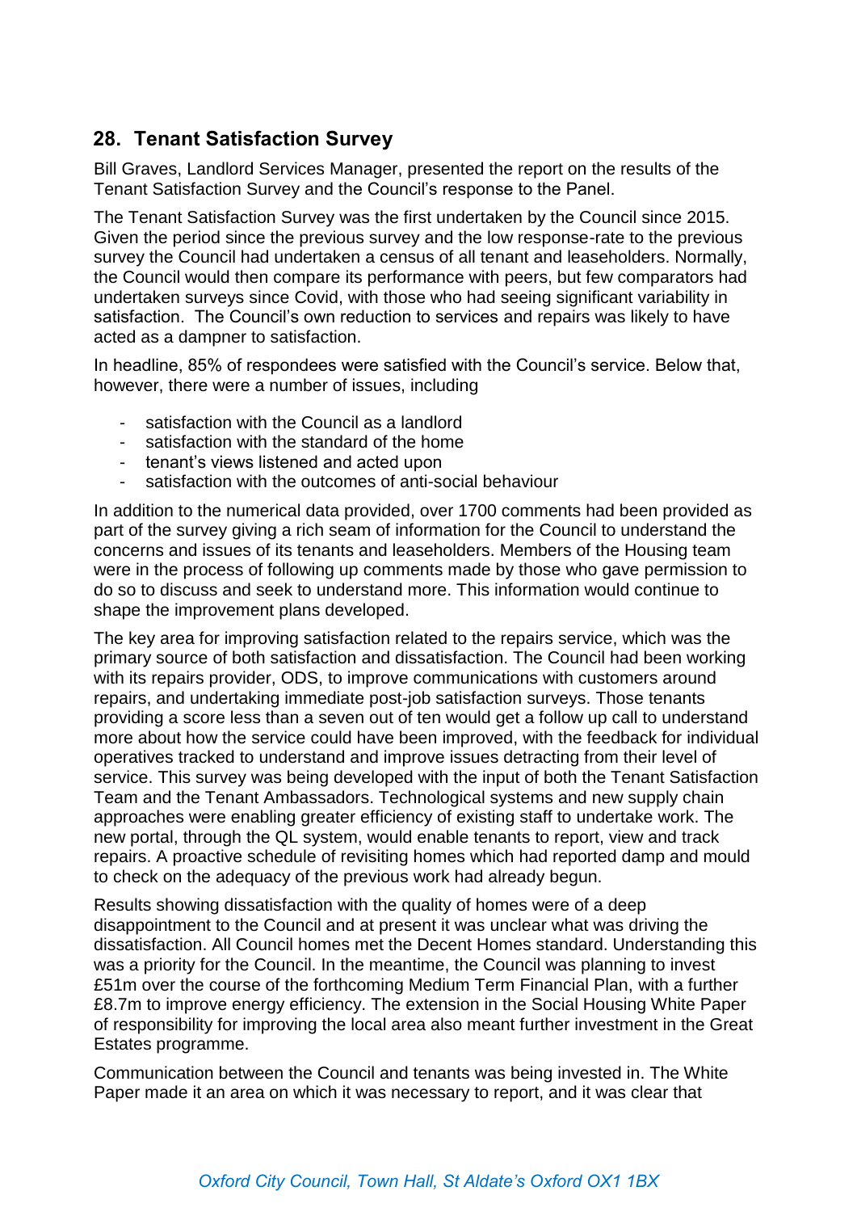## 28. Tenant Satisfaction Survey

Bill Graves, Landlord Services Manager, presented the report on the results of the Tenant Satisfaction Survey and the Council's response to the Panel.

The Tenant Satisfaction Survey was the first undertaken by the Council since 2015. Given the period since the previous survey and the low response-rate to the previous survey the Council had undertaken a census of all tenant and leaseholders. Normally, the Council would then compare its performance with peers, but few comparators had undertaken surveys since Covid, with those who had seeing significant variability in satisfaction. The Council's own reduction to services and repairs was likely to have acted as a dampner to satisfaction.

In headline, 85% of respondees were satisfied with the Council's service. Below that, however, there were a number of issues, including

- satisfaction with the Council as a landlord
- satisfaction with the standard of the home
- tenant's views listened and acted upon
- satisfaction with the outcomes of anti-social behaviour

In addition to the numerical data provided, over 1700 comments had been provided as part of the survey giving a rich seam of information for the Council to understand the concerns and issues of its tenants and leaseholders. Members of the Housing team were in the process of following up comments made by those who gave permission to do so to discuss and seek to understand more. This information would continue to shape the improvement plans developed.

The key area for improving satisfaction related to the repairs service, which was the primary source of both satisfaction and dissatisfaction. The Council had been working with its repairs provider, ODS, to improve communications with customers around repairs, and undertaking immediate post-job satisfaction surveys. Those tenants providing a score less than a seven out of ten would get a follow up call to understand more about how the service could have been improved, with the feedback for individual operatives tracked to understand and improve issues detracting from their level of service. This survey was being developed with the input of both the Tenant Satisfaction Team and the Tenant Ambassadors. Technological systems and new supply chain approaches were enabling greater efficiency of existing staff to undertake work. The new portal, through the QL system, would enable tenants to report, view and track repairs. A proactive schedule of revisiting homes which had reported damp and mould to check on the adequacy of the previous work had already begun.

Results showing dissatisfaction with the quality of homes were of a deep disappointment to the Council and at present it was unclear what was driving the dissatisfaction. All Council homes met the Decent Homes standard. Understanding this was a priority for the Council. In the meantime, the Council was planning to invest £51m over the course of the forthcoming Medium Term Financial Plan, with a further £8.7m to improve energy efficiency. The extension in the Social Housing White Paper of responsibility for improving the local area also meant further investment in the Great Estates programme.

Communication between the Council and tenants was being invested in. The White Paper made it an area on which it was necessary to report, and it was clear that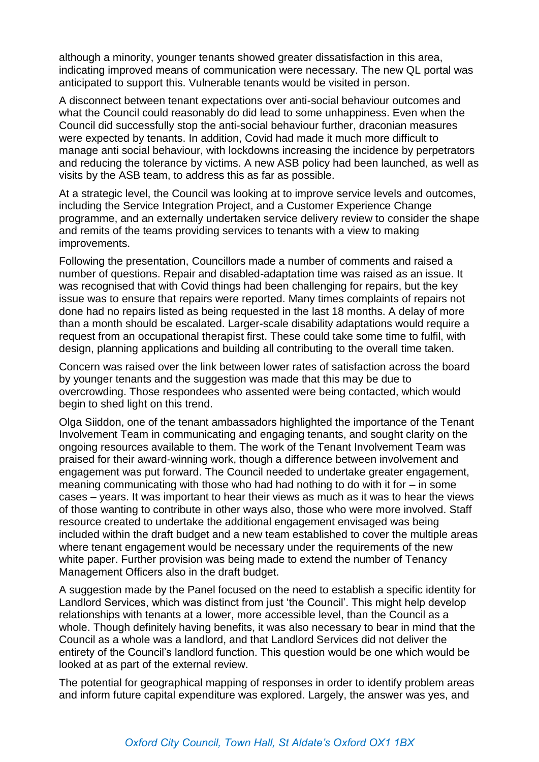although a minority, younger tenants showed greater dissatisfaction in this area, indicating improved means of communication were necessary. The new QL portal was anticipated to support this. Vulnerable tenants would be visited in person.

A disconnect between tenant expectations over anti-social behaviour outcomes and what the Council could reasonably do did lead to some unhappiness. Even when the Council did successfully stop the anti-social behaviour further, draconian measures were expected by tenants. In addition, Covid had made it much more difficult to manage anti social behaviour, with lockdowns increasing the incidence by perpetrators and reducing the tolerance by victims. A new ASB policy had been launched, as well as visits by the ASB team, to address this as far as possible.

At a strategic level, the Council was looking at to improve service levels and outcomes, including the Service Integration Project, and a Customer Experience Change programme, and an externally undertaken service delivery review to consider the shape and remits of the teams providing services to tenants with a view to making improvements.

Following the presentation, Councillors made a number of comments and raised a number of questions. Repair and disabled-adaptation time was raised as an issue. It was recognised that with Covid things had been challenging for repairs, but the key issue was to ensure that repairs were reported. Many times complaints of repairs not done had no repairs listed as being requested in the last 18 months. A delay of more than a month should be escalated. Larger-scale disability adaptations would require a request from an occupational therapist first. These could take some time to fulfil, with design, planning applications and building all contributing to the overall time taken.

Concern was raised over the link between lower rates of satisfaction across the board by younger tenants and the suggestion was made that this may be due to overcrowding. Those respondees who assented were being contacted, which would begin to shed light on this trend.

Olga Siiddon, one of the tenant ambassadors highlighted the importance of the Tenant Involvement Team in communicating and engaging tenants, and sought clarity on the ongoing resources available to them. The work of the Tenant Involvement Team was praised for their award-winning work, though a difference between involvement and engagement was put forward. The Council needed to undertake greater engagement, meaning communicating with those who had had nothing to do with it for – in some cases – years. It was important to hear their views as much as it was to hear the views of those wanting to contribute in other ways also, those who were more involved. Staff resource created to undertake the additional engagement envisaged was being included within the draft budget and a new team established to cover the multiple areas where tenant engagement would be necessary under the requirements of the new white paper. Further provision was being made to extend the number of Tenancy Management Officers also in the draft budget.

A suggestion made by the Panel focused on the need to establish a specific identity for Landlord Services, which was distinct from just 'the Council'. This might help develop relationships with tenants at a lower, more accessible level, than the Council as a whole. Though definitely having benefits, it was also necessary to bear in mind that the Council as a whole was a landlord, and that Landlord Services did not deliver the entirety of the Council's landlord function. This question would be one which would be looked at as part of the external review.

The potential for geographical mapping of responses in order to identify problem areas and inform future capital expenditure was explored. Largely, the answer was yes, and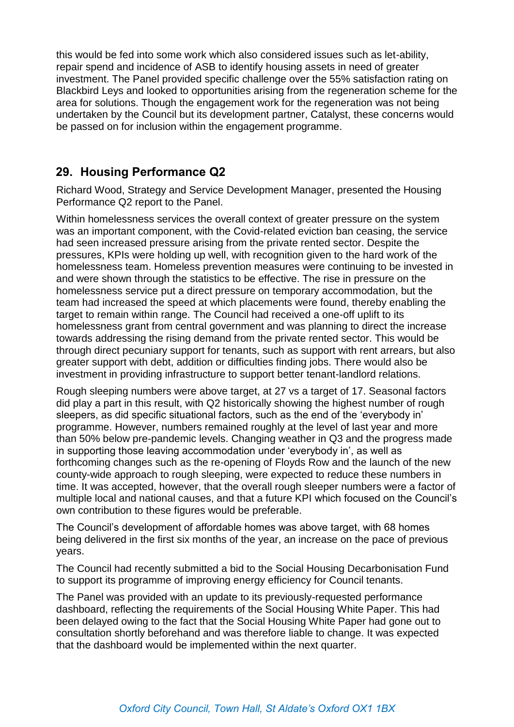this would be fed into some work which also considered issues such as let-ability, repair spend and incidence of ASB to identify housing assets in need of greater investment. The Panel provided specific challenge over the 55% satisfaction rating on Blackbird Leys and looked to opportunities arising from the regeneration scheme for the area for solutions. Though the engagement work for the regeneration was not being undertaken by the Council but its development partner, Catalyst, these concerns would be passed on for inclusion within the engagement programme.

## 29. Housing Performance Q2

Richard Wood, Strategy and Service Development Manager, presented the Housing Performance Q2 report to the Panel.

Within homelessness services the overall context of greater pressure on the system was an important component, with the Covid-related eviction ban ceasing, the service had seen increased pressure arising from the private rented sector. Despite the pressures, KPIs were holding up well, with recognition given to the hard work of the homelessness team. Homeless prevention measures were continuing to be invested in and were shown through the statistics to be effective. The rise in pressure on the homelessness service put a direct pressure on temporary accommodation, but the team had increased the speed at which placements were found, thereby enabling the target to remain within range. The Council had received a one-off uplift to its homelessness grant from central government and was planning to direct the increase towards addressing the rising demand from the private rented sector. This would be through direct pecuniary support for tenants, such as support with rent arrears, but also greater support with debt, addition or difficulties finding jobs. There would also be investment in providing infrastructure to support better tenant-landlord relations.

Rough sleeping numbers were above target, at 27 vs a target of 17. Seasonal factors did play a part in this result, with Q2 historically showing the highest number of rough sleepers, as did specific situational factors, such as the end of the 'everybody in' programme. However, numbers remained roughly at the level of last year and more than 50% below pre-pandemic levels. Changing weather in Q3 and the progress made in supporting those leaving accommodation under 'everybody in', as well as forthcoming changes such as the re-opening of Floyds Row and the launch of the new county-wide approach to rough sleeping, were expected to reduce these numbers in time. It was accepted, however, that the overall rough sleeper numbers were a factor of multiple local and national causes, and that a future KPI which focused on the Council's own contribution to these figures would be preferable.

The Council's development of affordable homes was above target, with 68 homes being delivered in the first six months of the year, an increase on the pace of previous years.

The Council had recently submitted a bid to the Social Housing Decarbonisation Fund to support its programme of improving energy efficiency for Council tenants.

The Panel was provided with an update to its previously-requested performance dashboard, reflecting the requirements of the Social Housing White Paper. This had been delayed owing to the fact that the Social Housing White Paper had gone out to consultation shortly beforehand and was therefore liable to change. It was expected that the dashboard would be implemented within the next quarter.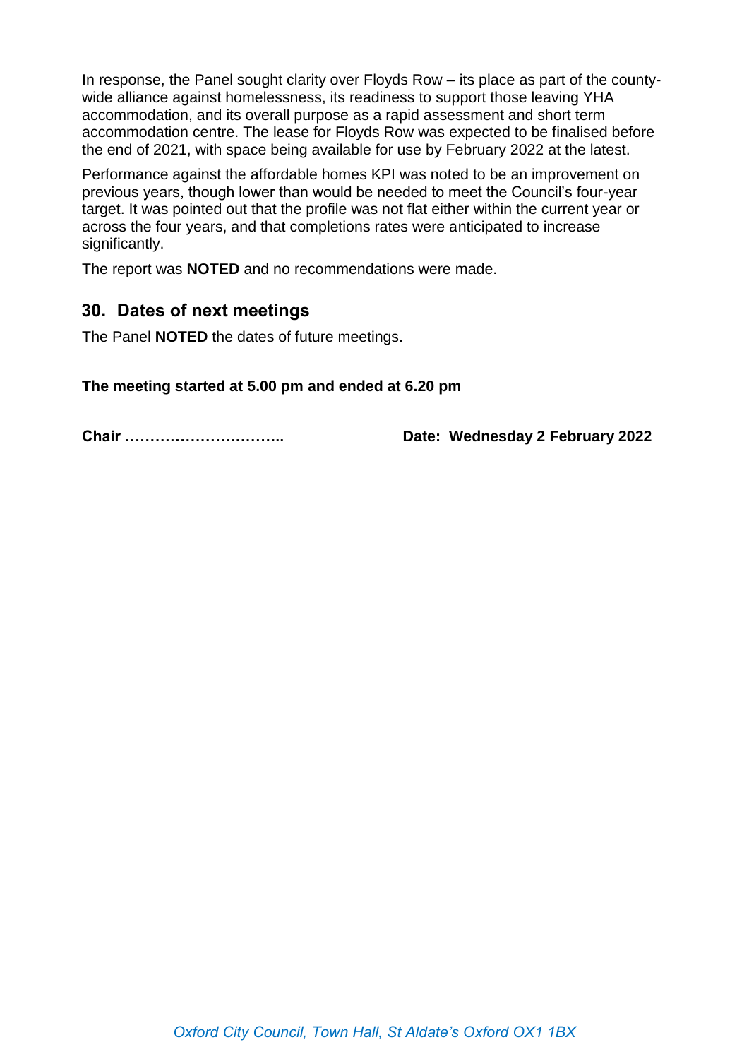In response, the Panel sought clarity over Floyds Row – its place as part of the county-wide alliance against homelessness, its readiness to support those leaving YHA accommodation, and its overall purpose as a rapid assessment and short term accommodation centre. The lease for Floyds Row was expected to be finalised before the end of 2021, with space being available for use by February 2022 at the latest.

Performance against the affordable homes KPI was noted to be an improvement on previous years, though lower than would be needed to meet the Council's four-year target. It was pointed out that the profile was not flat either within the current year or across the four years, and that completions rates were anticipated to increase significantly.

The report was **NOTED** and no recommendations were made.

## 30. Dates of next meetings

The Panel **NOTED** the dates of future meetings.

**The meeting started at 5.00 pm and ended at 6.20 pm**

**Chair …………………………..** **Date: Wednesday 2 February 2022**